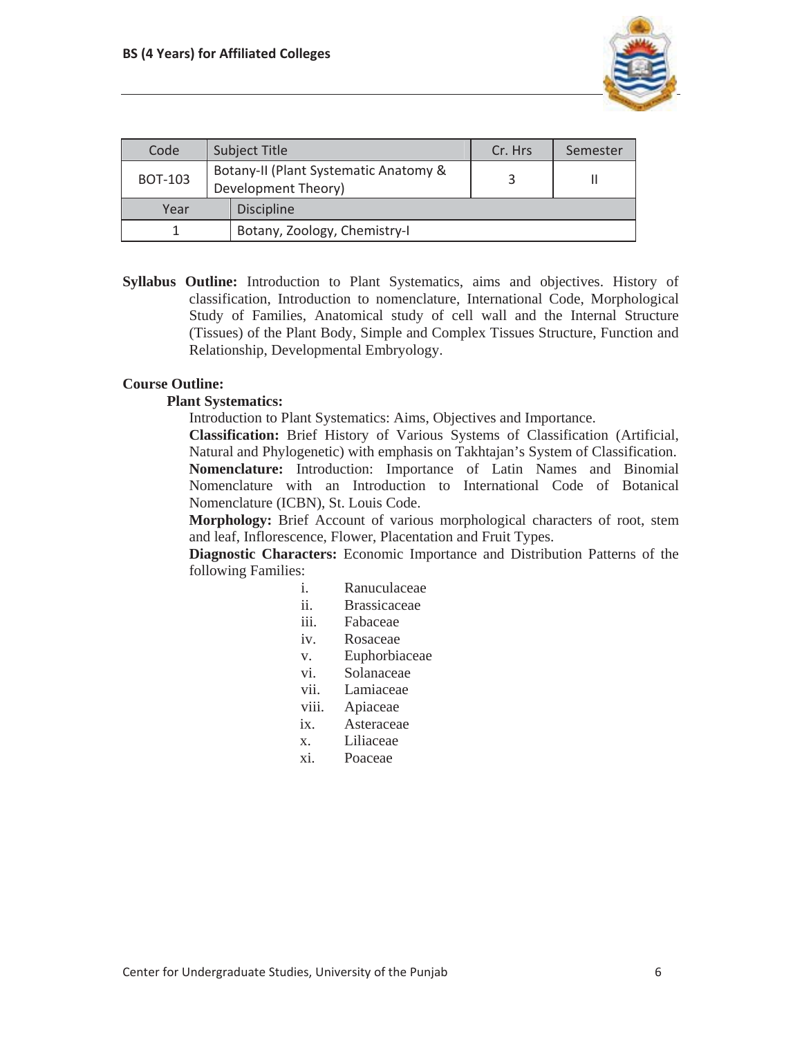| Code | Subject Title | | Cr. Hrs | Semester |
|---|---|---|---|---|
| BOT-103 | Botany-II (Plant Systematic Anatomy & Development Theory) | | 3 | II |
| Year | Discipline | | | |
| 1 | Botany, Zoology, Chemistry-I | | | |

**Syllabus Outline:** Introduction to Plant Systematics, aims and objectives. History of classification, Introduction to nomenclature, International Code, Morphological Study of Families, Anatomical study of cell wall and the Internal Structure (Tissues) of the Plant Body, Simple and Complex Tissues Structure, Function and Relationship, Developmental Embryology.

**Course Outline:**

**Plant Systematics:**

Introduction to Plant Systematics: Aims, Objectives and Importance.

**Classification:** Brief History of Various Systems of Classification (Artificial, Natural and Phylogenetic) with emphasis on Takhtajan's System of Classification.

**Nomenclature:** Introduction: Importance of Latin Names and Binomial Nomenclature with an Introduction to International Code of Botanical Nomenclature (ICBN), St. Louis Code.

**Morphology:** Brief Account of various morphological characters of root, stem and leaf, Inflorescence, Flower, Placentation and Fruit Types.

**Diagnostic Characters:** Economic Importance and Distribution Patterns of the following Families:

i. Ranuculaceae
ii. Brassicaceae
iii. Fabaceae
iv. Rosaceae
v. Euphorbiaceae
vi. Solanaceae
vii. Lamiaceae
viii. Apiaceae
ix. Asteraceae
x. Liliaceae
xi. Poaceae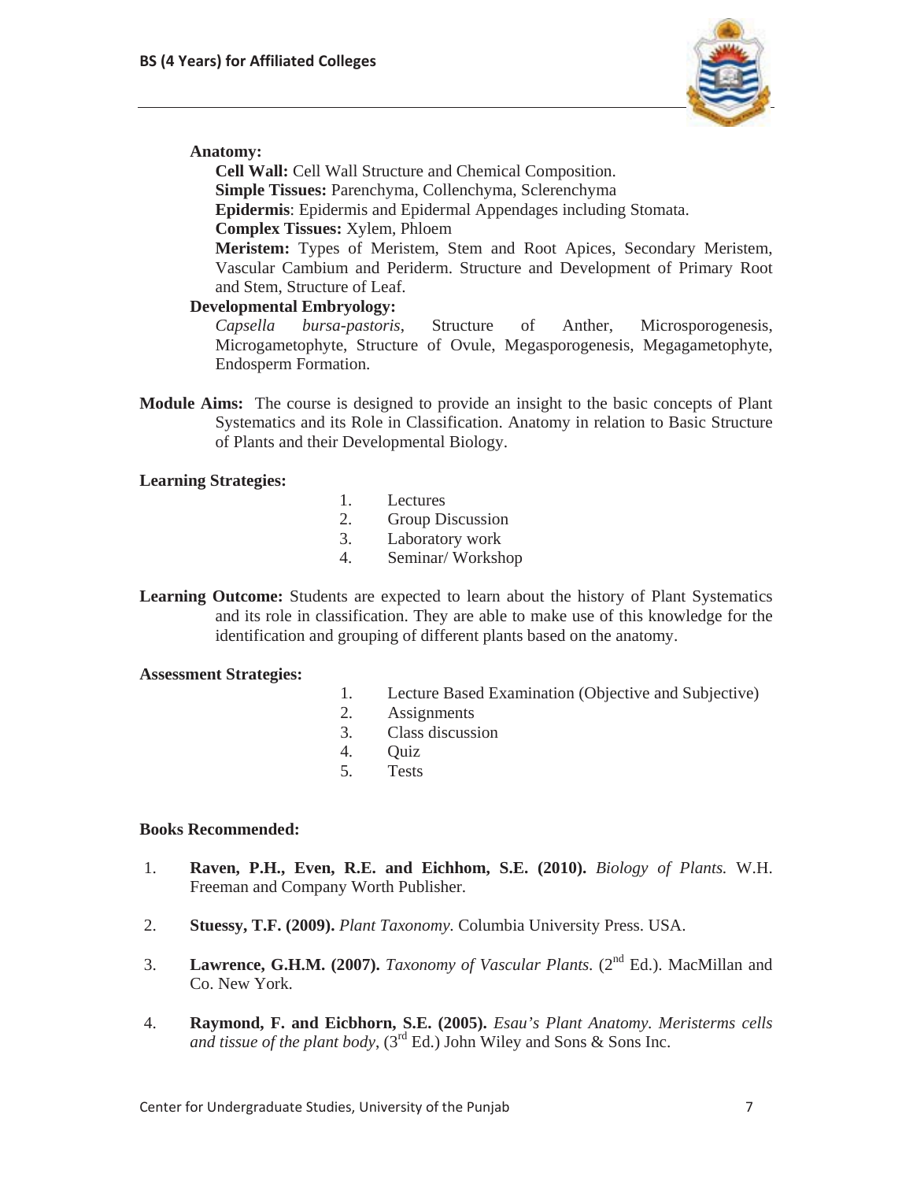**Anatomy:**

**Cell Wall:** Cell Wall Structure and Chemical Composition.
**Simple Tissues:** Parenchyma, Collenchyma, Sclerenchyma
**Epidermis**: Epidermis and Epidermal Appendages including Stomata.
**Complex Tissues:** Xylem, Phloem
**Meristem:** Types of Meristem, Stem and Root Apices, Secondary Meristem, Vascular Cambium and Periderm. Structure and Development of Primary Root and Stem, Structure of Leaf.

**Developmental Embryology:**

*Capsella bursa-pastoris*, Structure of Anther, Microsporogenesis, Microgametophyte, Structure of Ovule, Megasporogenesis, Megagametophyte, Endosperm Formation.

**Module Aims:** The course is designed to provide an insight to the basic concepts of Plant Systematics and its Role in Classification. Anatomy in relation to Basic Structure of Plants and their Developmental Biology.

**Learning Strategies:**

1. Lectures
2. Group Discussion
3. Laboratory work
4. Seminar/ Workshop

**Learning Outcome:** Students are expected to learn about the history of Plant Systematics and its role in classification. They are able to make use of this knowledge for the identification and grouping of different plants based on the anatomy.

**Assessment Strategies:**

1. Lecture Based Examination (Objective and Subjective)
2. Assignments
3. Class discussion
4. Quiz
5. Tests

**Books Recommended:**

1. **Raven, P.H., Even, R.E. and Eichhom, S.E. (2010).** *Biology of Plants.* W.H. Freeman and Company Worth Publisher.
2. **Stuessy, T.F. (2009).** *Plant Taxonomy.* Columbia University Press. USA.
3. **Lawrence, G.H.M. (2007).** *Taxonomy of Vascular Plants.* (2nd Ed.). MacMillan and Co. New York.
4. **Raymond, F. and Eicbhorn, S.E. (2005).** *Esau's Plant Anatomy. Meristerms cells and tissue of the plant body*, (3rd Ed.) John Wiley and Sons & Sons Inc.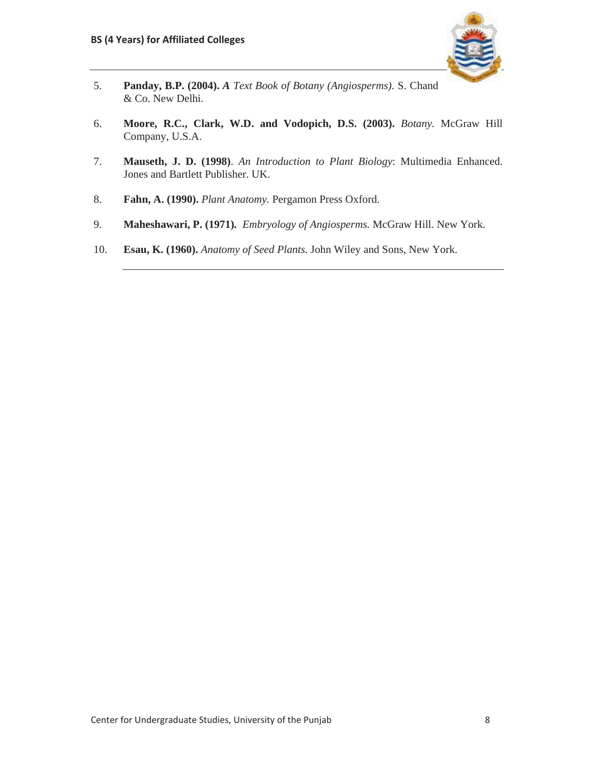5. **Panday, B.P. (2004).** *A Text Book of Botany (Angiosperms).* S. Chand & Co. New Delhi.

6. **Moore, R.C., Clark, W.D. and Vodopich, D.S. (2003).** *Botany.* McGraw Hill Company, U.S.A.

7. **Mauseth, J. D. (1998)**. *An Introduction to Plant Biology*: Multimedia Enhanced. Jones and Bartlett Publisher. UK.

8. **Fahn, A. (1990).** *Plant Anatomy.* Pergamon Press Oxford.

9. **Maheshawari, P. (1971).** *Embryology of Angiosperms.* McGraw Hill. New York.

10. **Esau, K. (1960).** *Anatomy of Seed Plants.* John Wiley and Sons, New York.